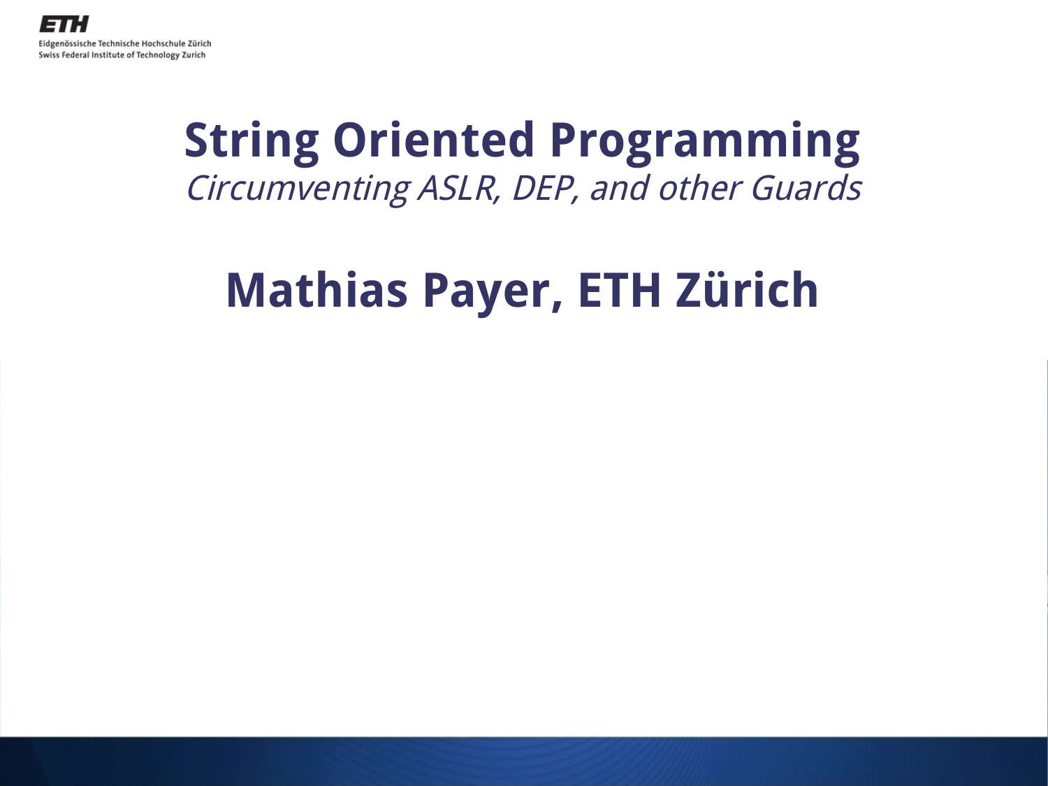# String Oriented Programming

*Circumventing ASLR, DEP, and other Guards*

## Mathias Payer, ETH Zürich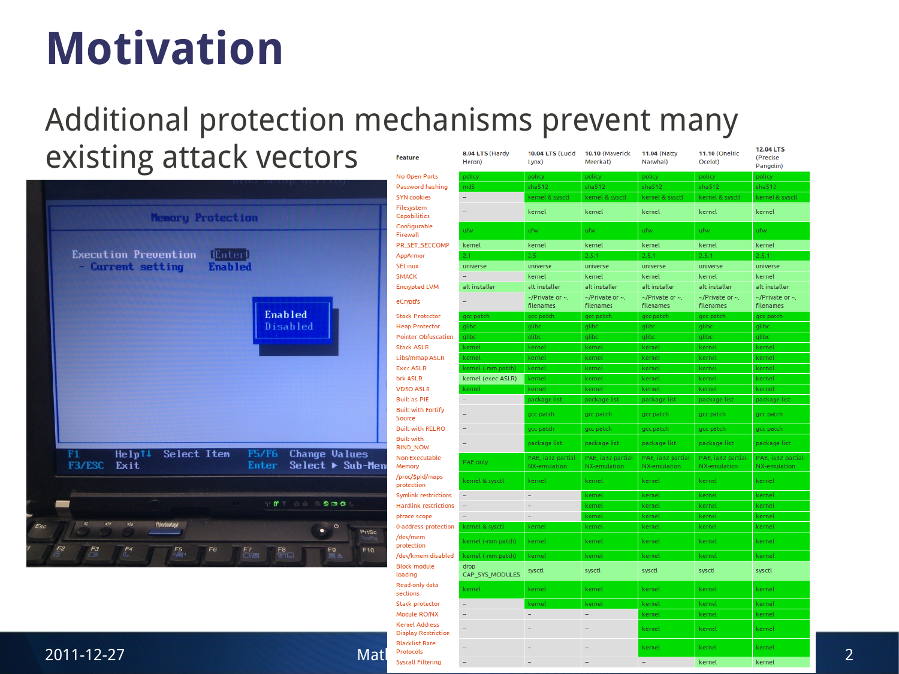# Motivation

Additional protection mechanisms prevent many existing attack vectors

| Feature | 8.04 LTS (Hardy Heron) | 10.04 LTS (Lucid Lynx) | 10.10 (Maverick Meerkat) | 11.04 (Natty Narwhal) | 11.10 (Oneiric Ocelot) | 12.04 LTS (Precise Pangolin) |
|---|---|---|---|---|---|---|
| No Open Ports | policy | policy | policy | policy | policy | policy |
| Password hashing | md5 | sha512 | sha512 | sha512 | sha512 | sha512 |
| SYN cookies | – | kernel & sysctl | kernel & sysctl | kernel & sysctl | kernel & sysctl | kernel & sysctl |
| Filesystem Capabilities | – | kernel | kernel | kernel | kernel | kernel |
| Configurable Firewall | ufw | ufw | ufw | ufw | ufw | ufw |
| PR_SET_SECCOMP | kernel | kernel | kernel | kernel | kernel | kernel |
| AppArmor | 2.1 | 2.5 | 2.5.1 | 2.5.1 | 2.5.1 | 2.5.1 |
| SELinux | universe | universe | universe | universe | universe | universe |
| SMACK | – | kernel | kernel | kernel | kernel | kernel |
| Encrypted LVM | alt installer | alt installer | alt installer | alt installer | alt installer | alt installer |
| eCryptfs | | ~/Private or ~, filenames | ~/Private or ~, filenames | ~/Private or ~, filenames | ~/Private or ~, filenames | ~/Private or ~, filenames |
| Stack Protector | gcc patch | gcc patch | gcc patch | gcc patch | gcc patch | gcc patch |
| Heap Protector | glibc | glibc | glibc | glibc | glibc | glibc |
| Pointer Obfuscation | glibc | glibc | glibc | glibc | glibc | glibc |
| Stack ASLR | kernel | kernel | kernel | kernel | kernel | kernel |
| Libs/mmap ASLR | kernel | kernel | kernel | kernel | kernel | kernel |
| Exec ASLR | kernel (-mm patch) | kernel | kernel | kernel | kernel | kernel |
| brk ASLR | kernel (exec ASLR) | kernel | kernel | kernel | kernel | kernel |
| VDSO ASLR | kernel | kernel | kernel | kernel | kernel | kernel |
| Built as PIE | – | package list | package list | package list | package list | package list |
| Built with Fortify Source | – | gcc patch | gcc patch | gcc patch | gcc patch | gcc patch |
| Built with RELRO | – | gcc patch | gcc patch | gcc patch | gcc patch | gcc patch |
| Built with BIND_NOW | – | package list | package list | package list | package list | package list |
| Non-Executable Memory | PAE only | PAE, ia32 partial-NX-emulation | PAE, ia32 partial-NX-emulation | PAE, ia32 partial-NX-emulation | PAE, ia32 partial-NX-emulation | PAE, ia32 partial-NX-emulation |
| /proc/$pid/maps protection | kernel & sysctl | kernel | kernel | kernel | kernel | kernel |
| Symlink restrictions | – | – | kernel | kernel | kernel | kernel |
| Hardlink restrictions | – | – | kernel | kernel | kernel | kernel |
| ptrace scope | – | – | kernel | kernel | kernel | kernel |
| 0-address protection | kernel & sysctl | kernel | kernel | kernel | kernel | kernel |
| /dev/mem protection | kernel (-mm patch) | kernel | kernel | kernel | kernel | kernel |
| /dev/kmem disabled | kernel (-mm patch) | kernel | kernel | kernel | kernel | kernel |
| Block module loading | drop CAP_SYS_MODULES | sysctl | sysctl | sysctl | sysctl | sysctl |
| Read-only data sections | kernel | kernel | kernel | kernel | kernel | kernel |
| Stack protector | – | kernel | kernel | kernel | kernel | kernel |
| Module RO/NX | – | – | – | kernel | kernel | kernel |
| Kernel Address Display Restriction | – | – | – | kernel | kernel | kernel |
| Blacklist Rare Protocols | – | – | – | kernel | kernel | kernel |
| Syscall Filtering | – | – | – | – | kernel | kernel |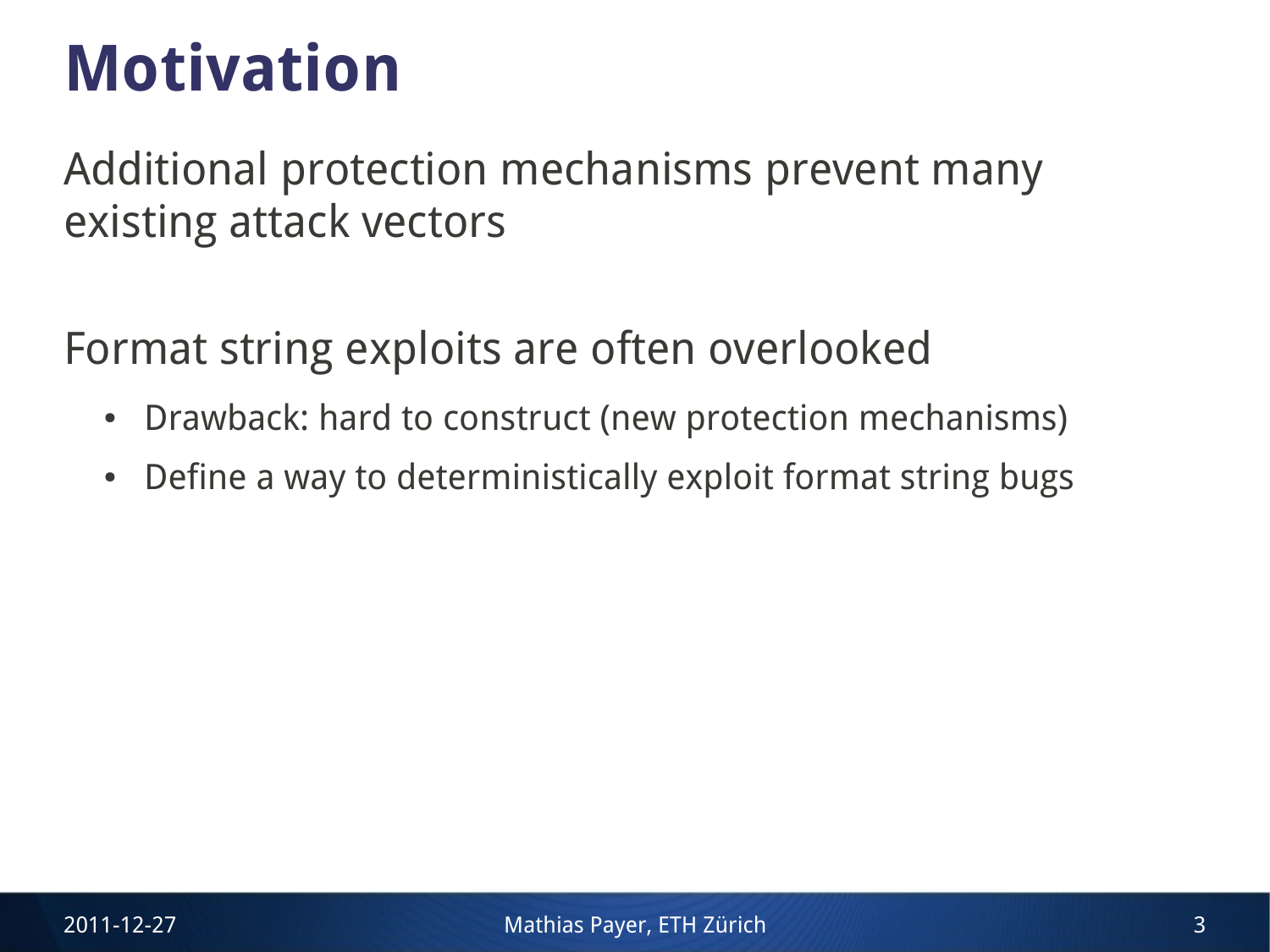# Motivation

Additional protection mechanisms prevent many existing attack vectors

Format string exploits are often overlooked

- Drawback: hard to construct (new protection mechanisms)
- Define a way to deterministically exploit format string bugs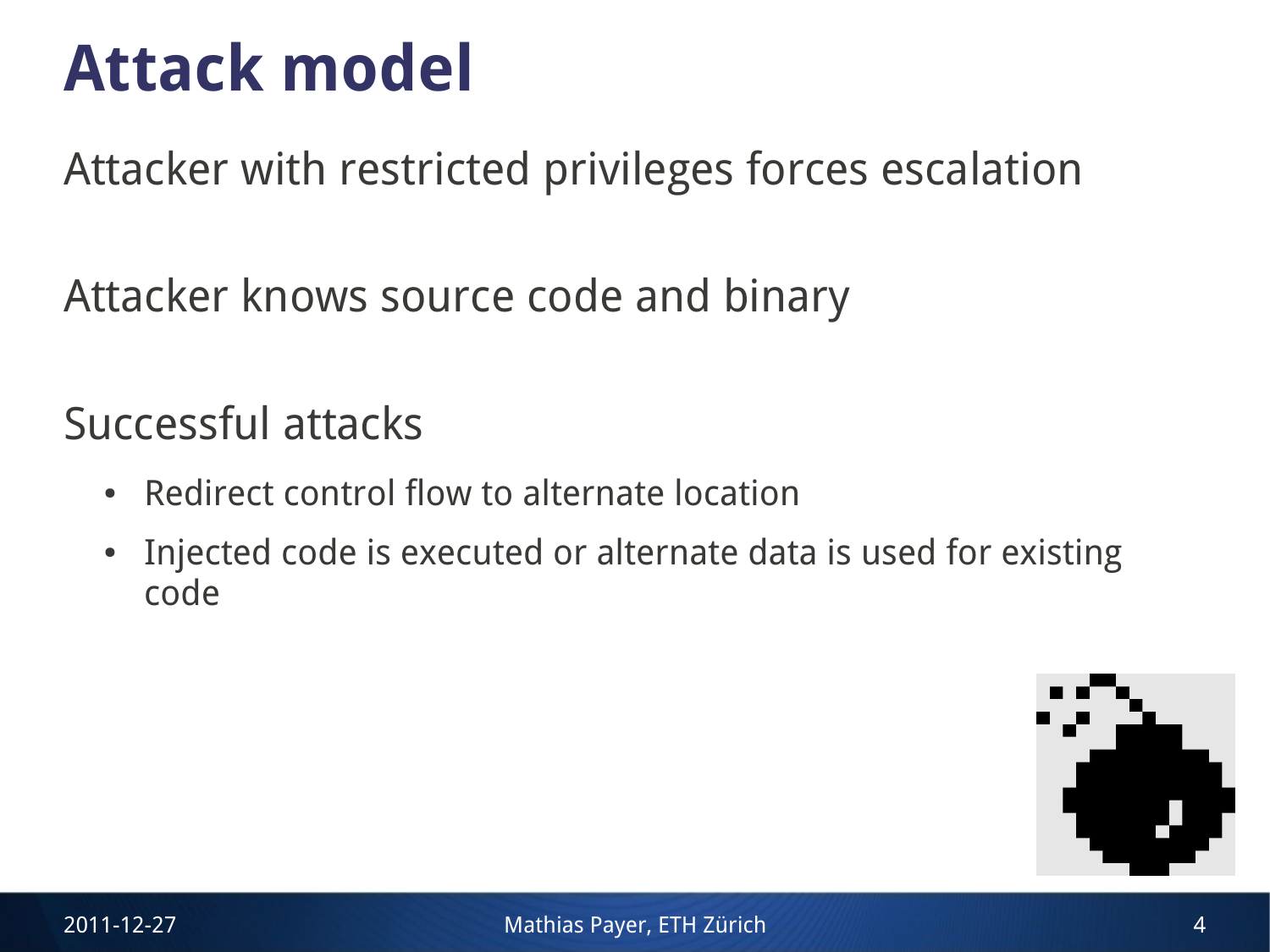# Attack model

Attacker with restricted privileges forces escalation

Attacker knows source code and binary

Successful attacks

- Redirect control flow to alternate location
- Injected code is executed or alternate data is used for existing code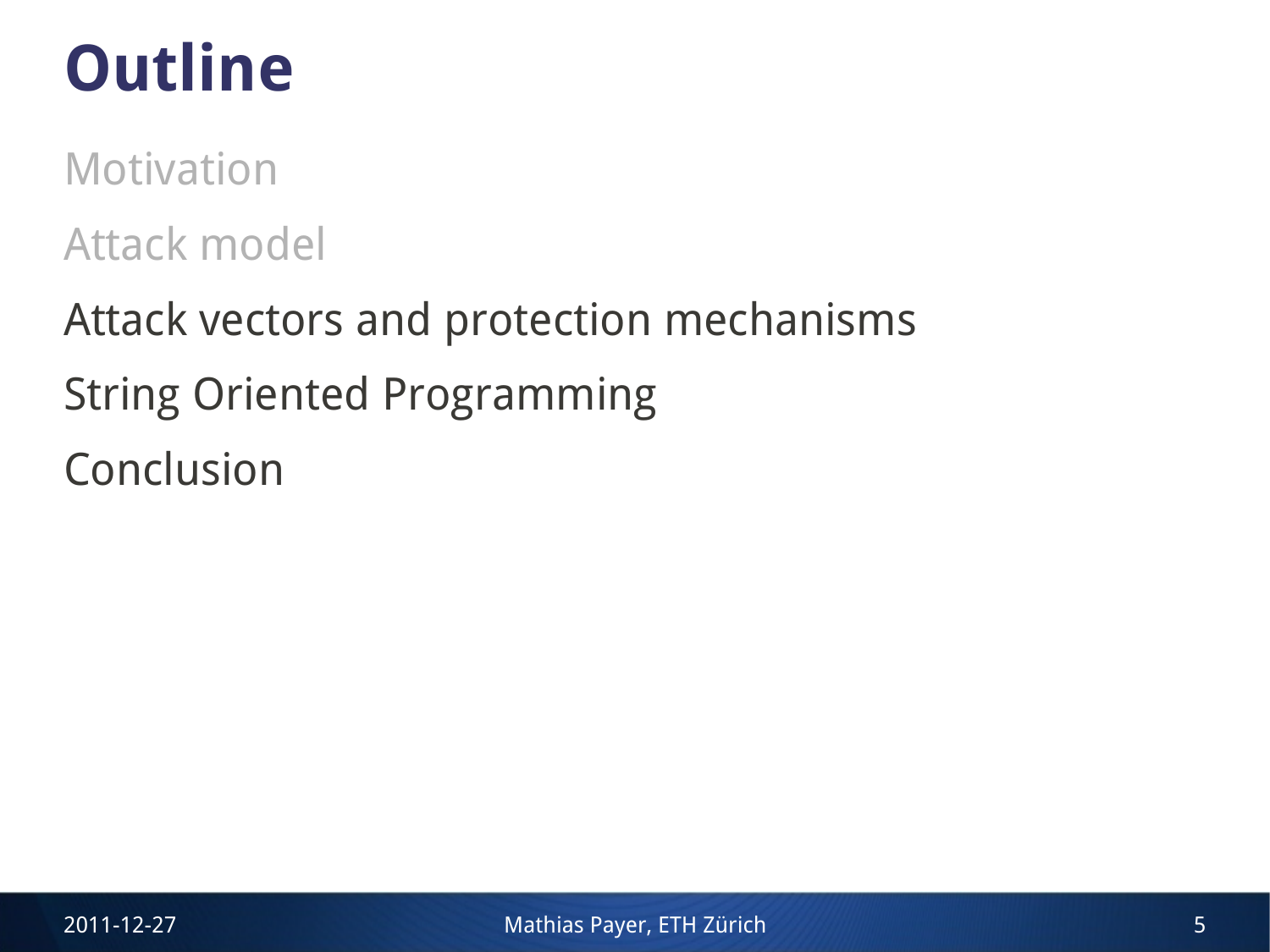# Outline

Motivation

Attack model

Attack vectors and protection mechanisms

String Oriented Programming

Conclusion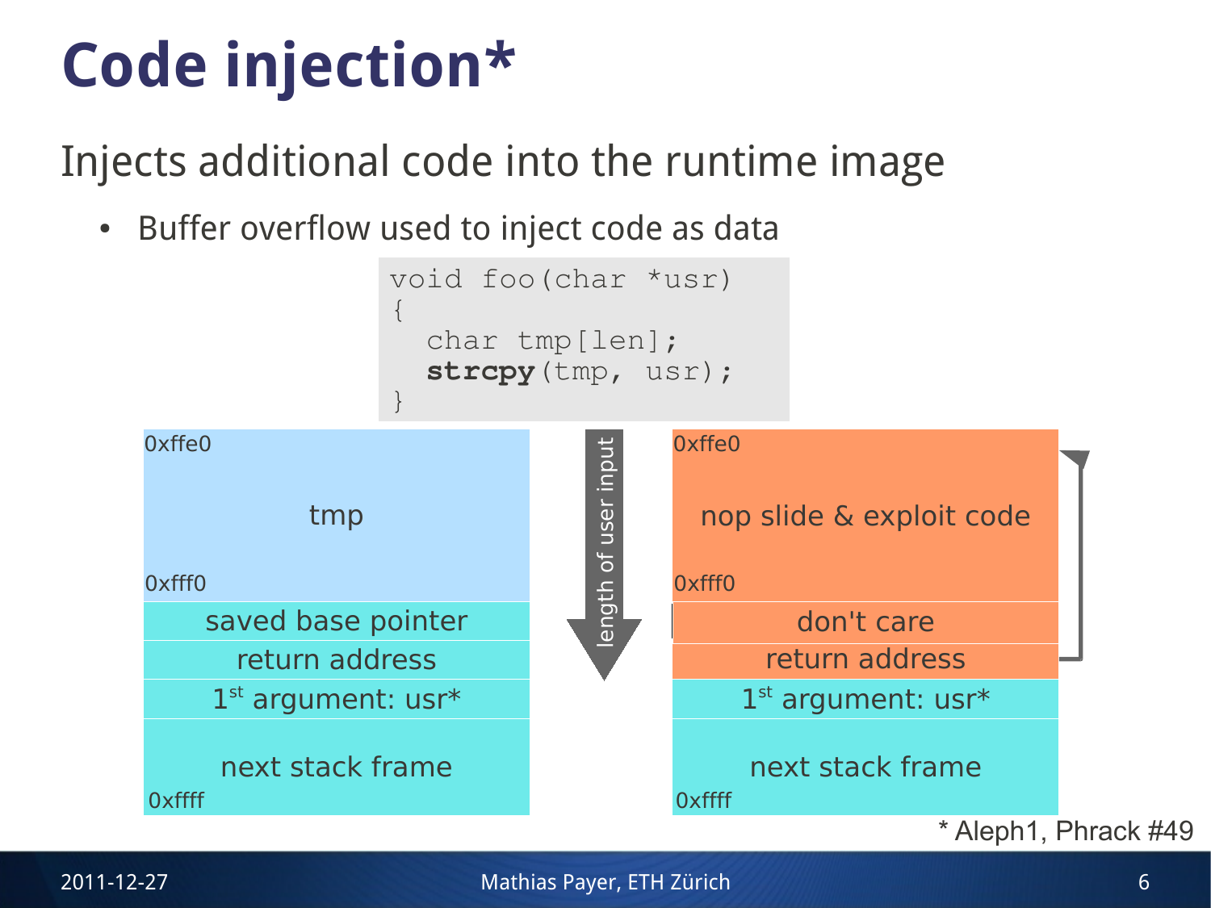# Code injection*

Injects additional code into the runtime image

- Buffer overflow used to inject code as data

```
void foo(char *usr)
{
  char tmp[len];
  strcpy(tmp, usr);
}
```

| Address | Normal stack | Address | Exploited stack |
| --- | --- | --- | --- |
| 0xffe0 | tmp | 0xffe0 | nop slide & exploit code |
| 0xfff0 | | 0xfff0 | |
| | saved base pointer | | don't care |
| | return address | | return address |
| | 1st argument: usr* | | 1st argument: usr* |
| | next stack frame | | next stack frame |
| 0xffff | | 0xffff | |

length of user input

* Aleph1, Phrack #49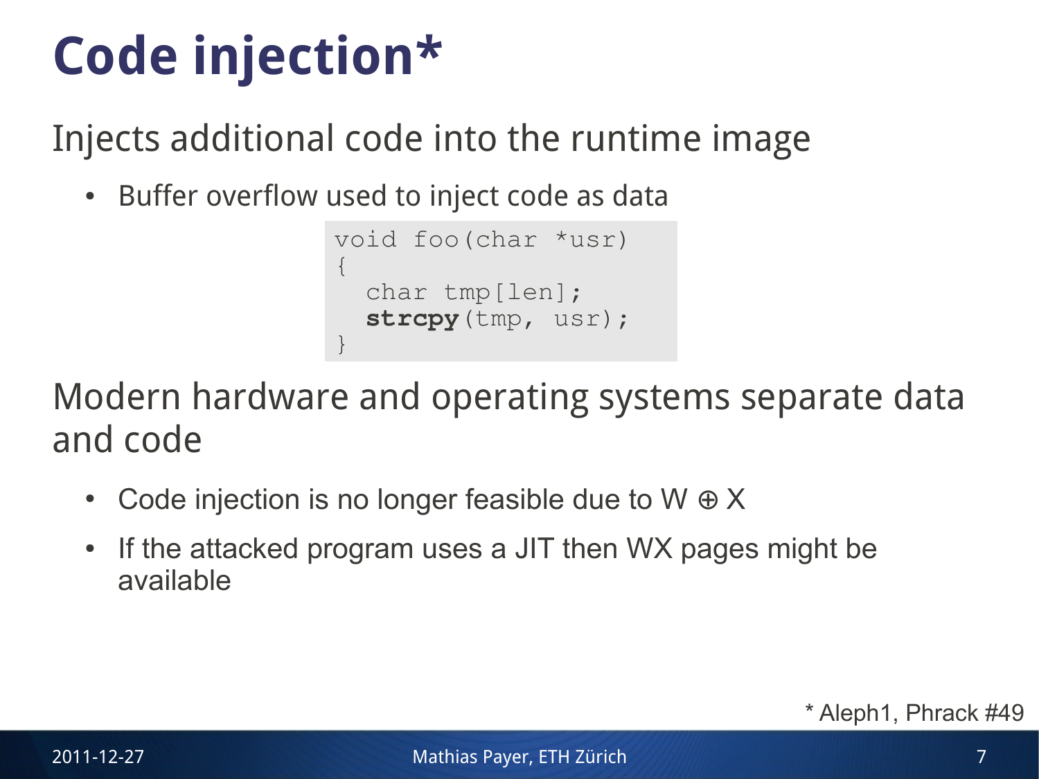# Code injection*

Injects additional code into the runtime image

- Buffer overflow used to inject code as data

```
void foo(char *usr)
{
  char tmp[len];
  strcpy(tmp, usr);
}
```

Modern hardware and operating systems separate data and code

- Code injection is no longer feasible due to W ⊕ X
- If the attacked program uses a JIT then WX pages might be available

\* Aleph1, Phrack #49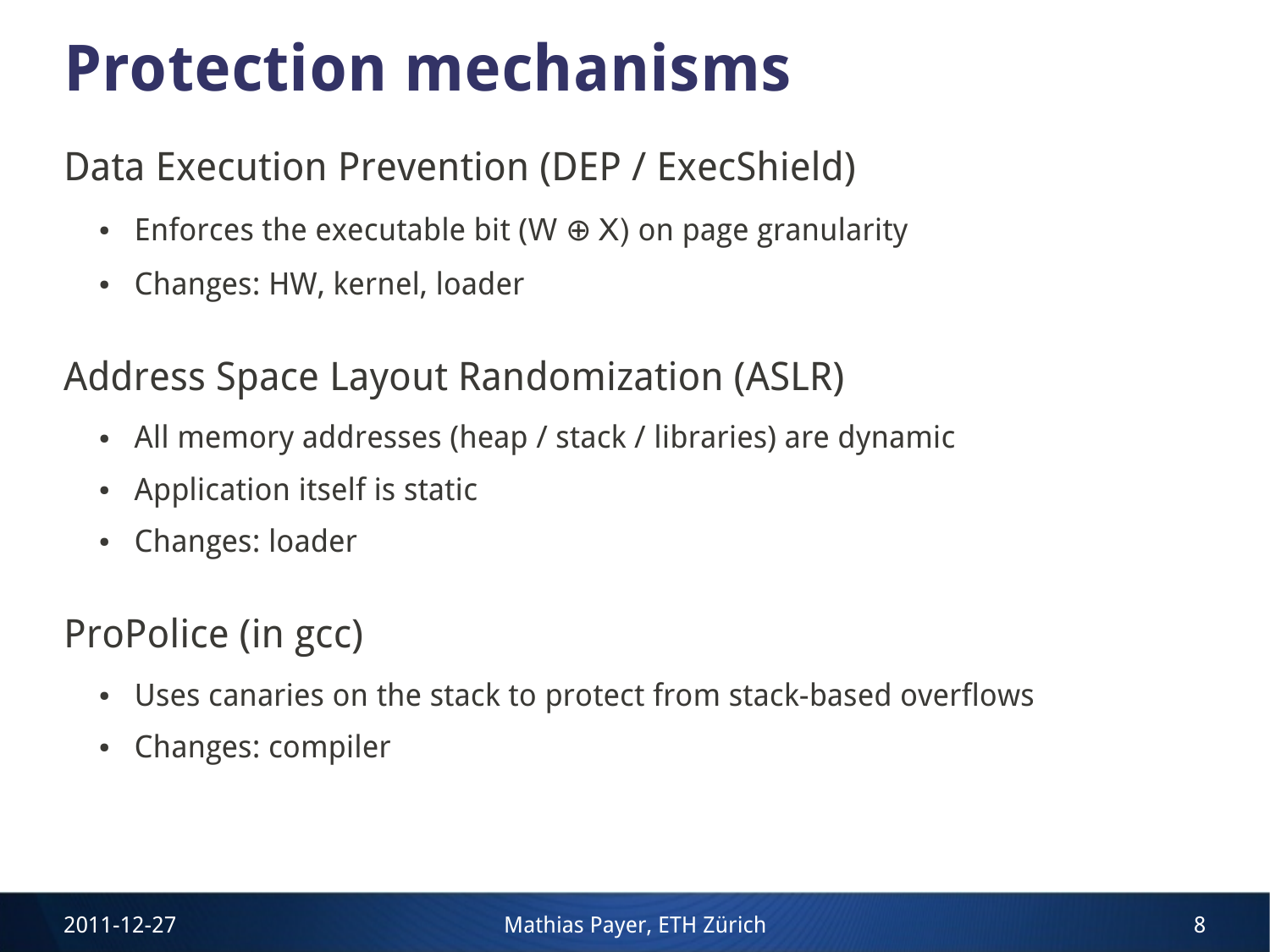# Protection mechanisms

## Data Execution Prevention (DEP / ExecShield)

- Enforces the executable bit (W ⊕ X) on page granularity
- Changes: HW, kernel, loader

## Address Space Layout Randomization (ASLR)

- All memory addresses (heap / stack / libraries) are dynamic
- Application itself is static
- Changes: loader

## ProPolice (in gcc)

- Uses canaries on the stack to protect from stack-based overflows
- Changes: compiler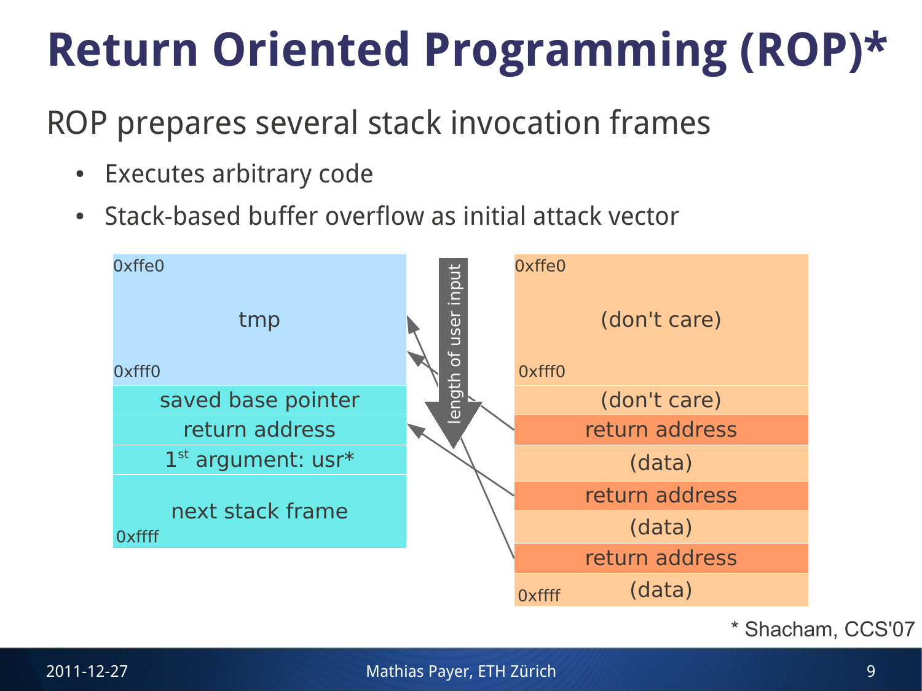# Return Oriented Programming (ROP)*

ROP prepares several stack invocation frames

- Executes arbitrary code
- Stack-based buffer overflow as initial attack vector

| Address | Original stack | Address | Attacker-controlled stack |
| --- | --- | --- | --- |
| 0xffe0 | tmp | 0xffe0 | (don't care) |
| 0xfff0 | | 0xfff0 | |
| | saved base pointer | | (don't care) |
| | return address | | return address |
| | 1st argument: usr* | | (data) |
| | next stack frame | | return address |
| 0xffff | | | (data) |
| | | | return address |
| | | 0xffff | (data) |

length of user input

* Shacham, CCS'07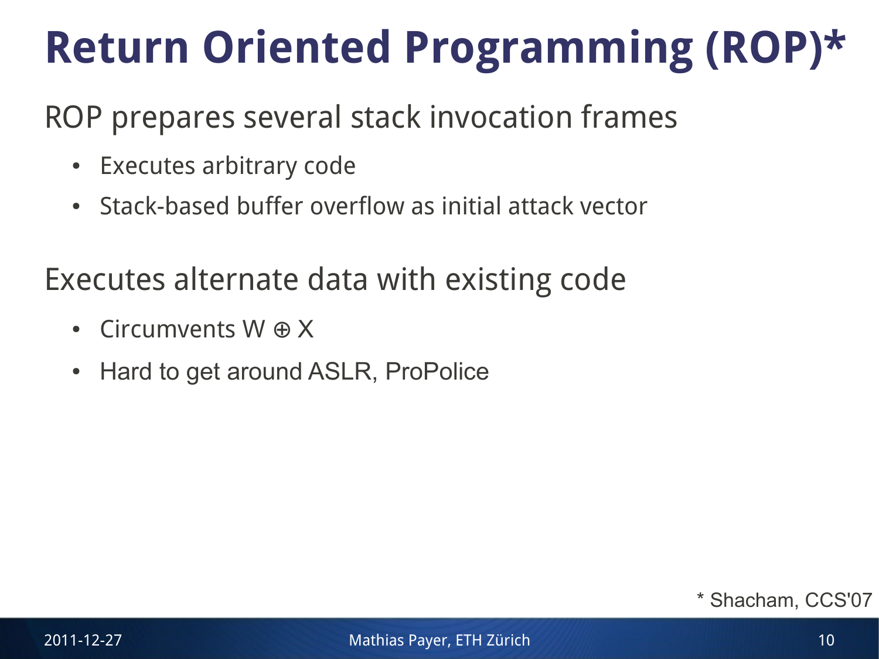# Return Oriented Programming (ROP)*

ROP prepares several stack invocation frames

- Executes arbitrary code
- Stack-based buffer overflow as initial attack vector

Executes alternate data with existing code

- Circumvents W ⊕ X
- Hard to get around ASLR, ProPolice

* Shacham, CCS'07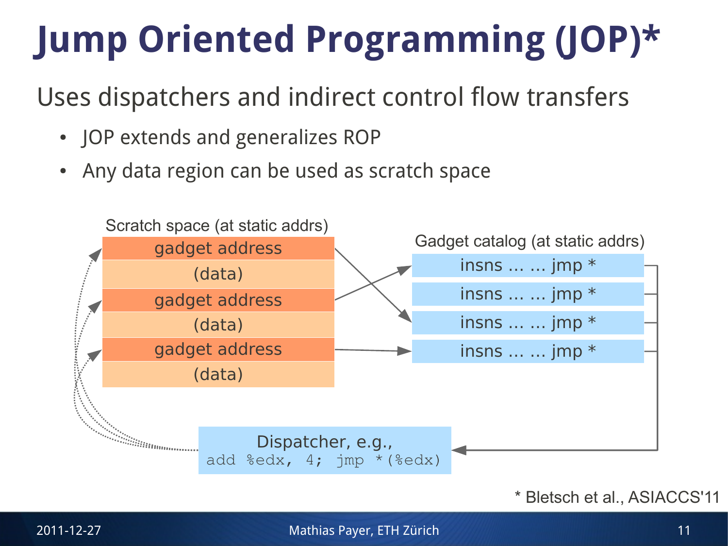# Jump Oriented Programming (JOP)*

Uses dispatchers and indirect control flow transfers

- JOP extends and generalizes ROP
- Any data region can be used as scratch space

Scratch space (at static addrs)

| gadget address |
|---|
| (data) |
| gadget address |
| (data) |
| gadget address |
| (data) |

Gadget catalog (at static addrs)

- insns ... ... jmp *
- insns ... ... jmp *
- insns ... ... jmp *
- insns ... ... jmp *

Dispatcher, e.g.,

```
add %edx, 4; jmp *(%edx)
```

* Bletsch et al., ASIACCS'11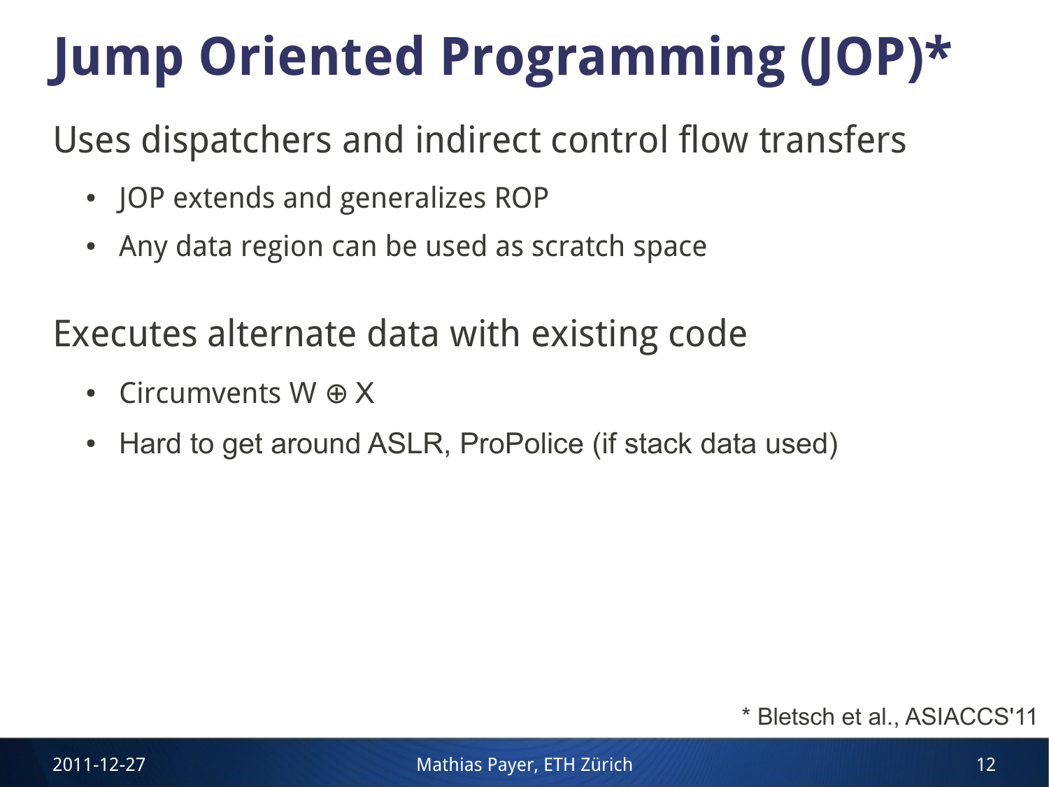# Jump Oriented Programming (JOP)*

Uses dispatchers and indirect control flow transfers

- JOP extends and generalizes ROP
- Any data region can be used as scratch space

Executes alternate data with existing code

- Circumvents W ⊕ X
- Hard to get around ASLR, ProPolice (if stack data used)

* Bletsch et al., ASIACCS'11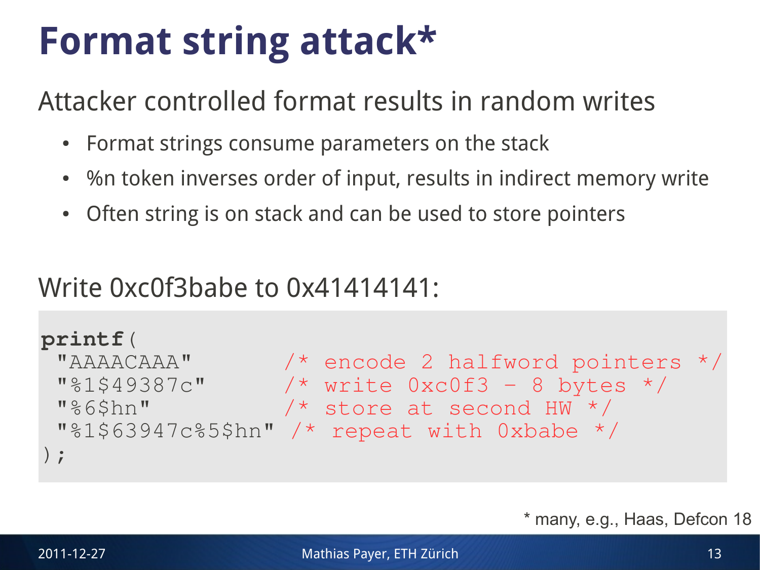# Format string attack*

Attacker controlled format results in random writes

- Format strings consume parameters on the stack
- %n token inverses order of input, results in indirect memory write
- Often string is on stack and can be used to store pointers

Write 0xc0f3babe to 0x41414141:

```
printf(
 "AAAACAAA"          /* encode 2 halfword pointers */
 "%1$49387c"         /* write 0xc0f3 - 8 bytes */
 "%6$hn"             /* store at second HW */
 "%1$63947c%5$hn"  /* repeat with 0xbabe */
);
```

* many, e.g., Haas, Defcon 18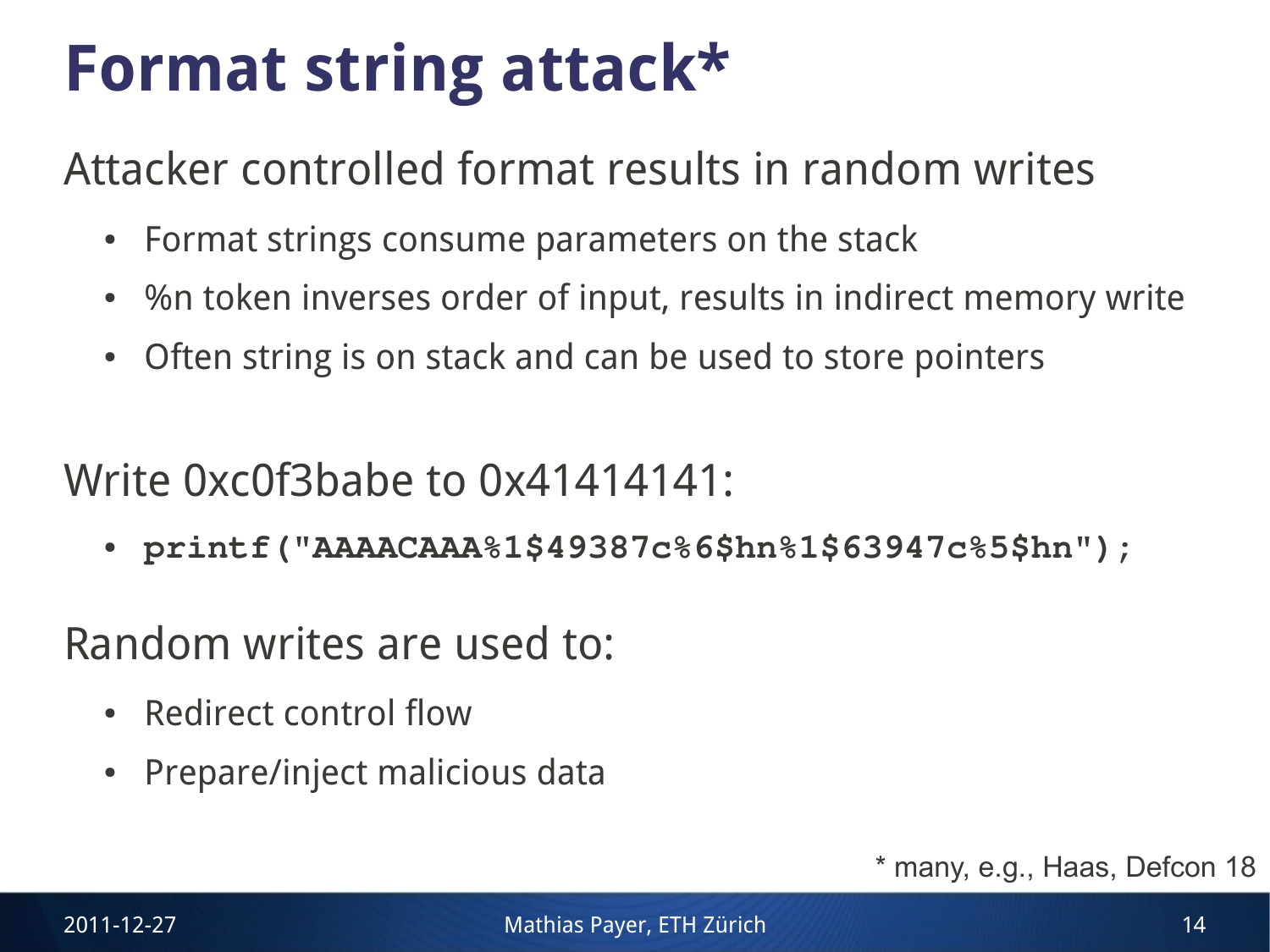# Format string attack*

Attacker controlled format results in random writes

- Format strings consume parameters on the stack
- %n token inverses order of input, results in indirect memory write
- Often string is on stack and can be used to store pointers

Write 0xc0f3babe to 0x41414141:

- `printf("AAAACAAA%1$49387c%6$hn%1$63947c%5$hn");`

Random writes are used to:

- Redirect control flow
- Prepare/inject malicious data

* many, e.g., Haas, Defcon 18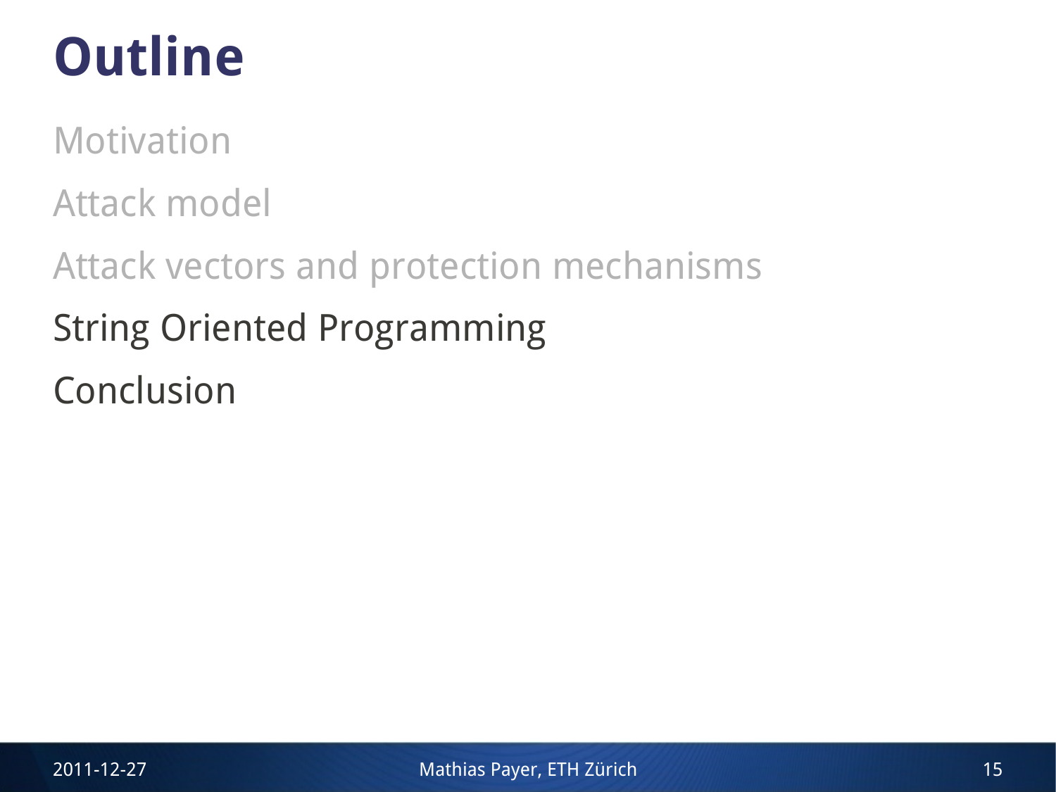# Outline

Motivation

Attack model

Attack vectors and protection mechanisms

String Oriented Programming

Conclusion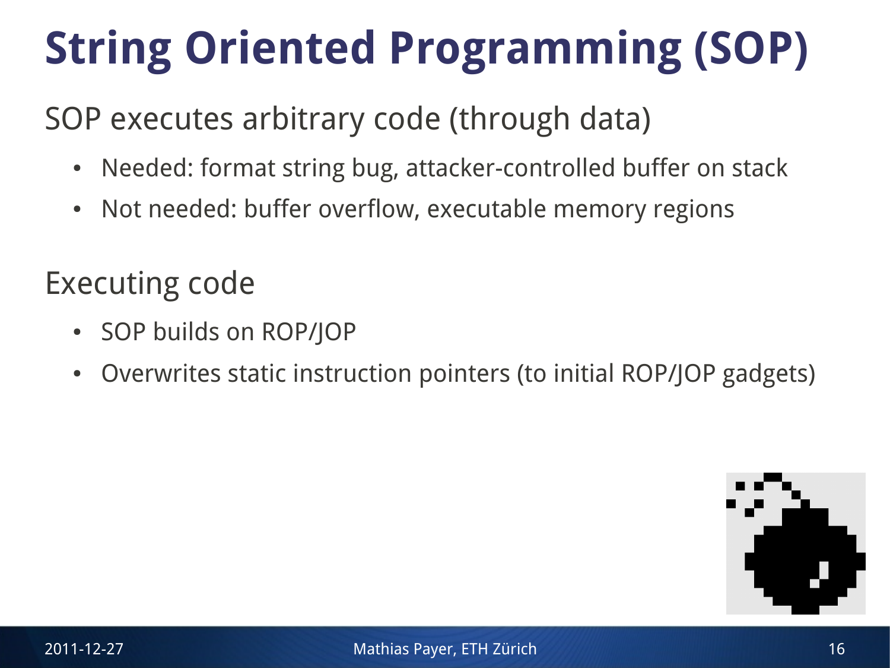# String Oriented Programming (SOP)

## SOP executes arbitrary code (through data)

- Needed: format string bug, attacker-controlled buffer on stack
- Not needed: buffer overflow, executable memory regions

## Executing code

- SOP builds on ROP/JOP
- Overwrites static instruction pointers (to initial ROP/JOP gadgets)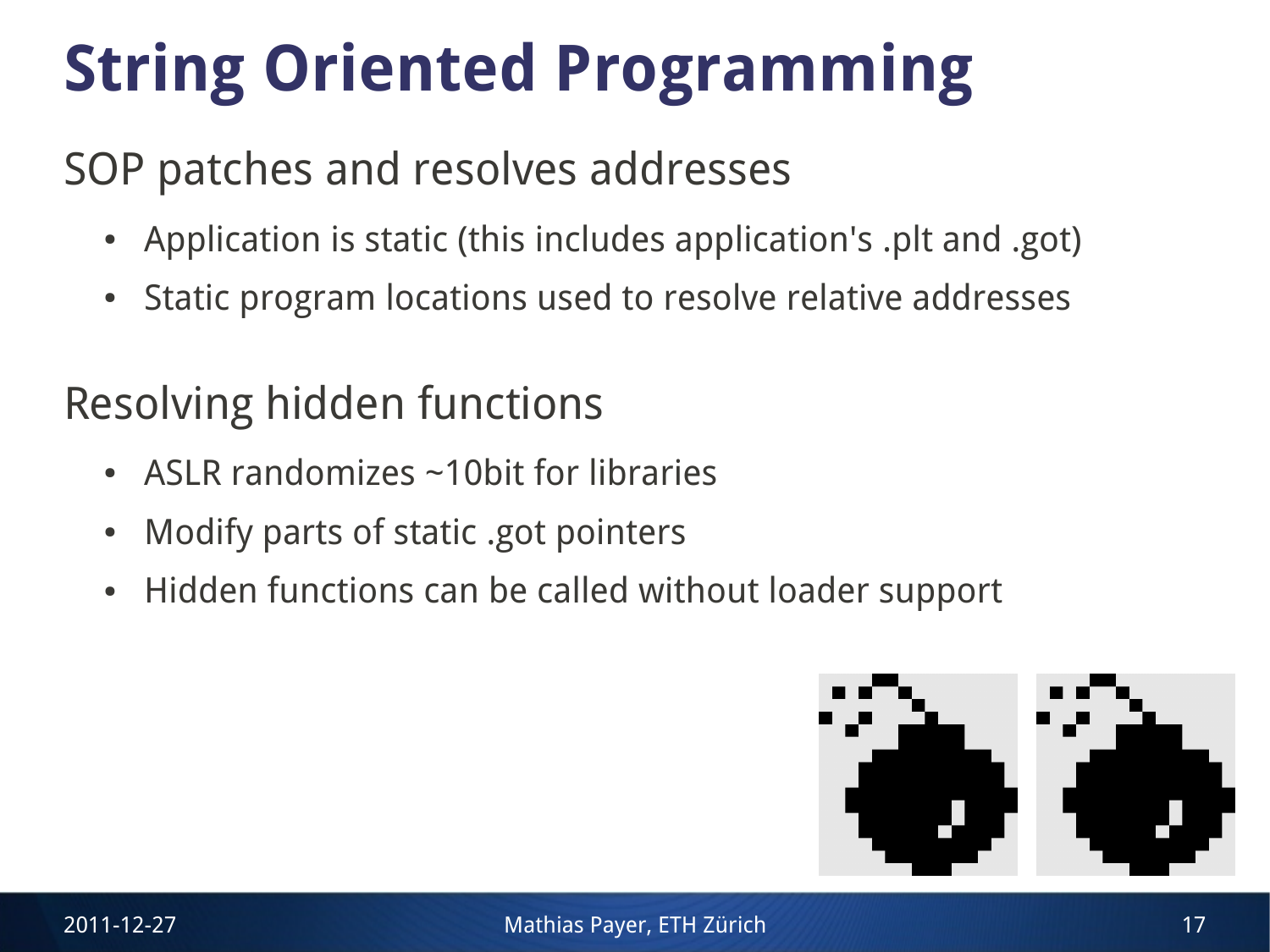# String Oriented Programming

## SOP patches and resolves addresses

- Application is static (this includes application's .plt and .got)
- Static program locations used to resolve relative addresses

## Resolving hidden functions

- ASLR randomizes ~10bit for libraries
- Modify parts of static .got pointers
- Hidden functions can be called without loader support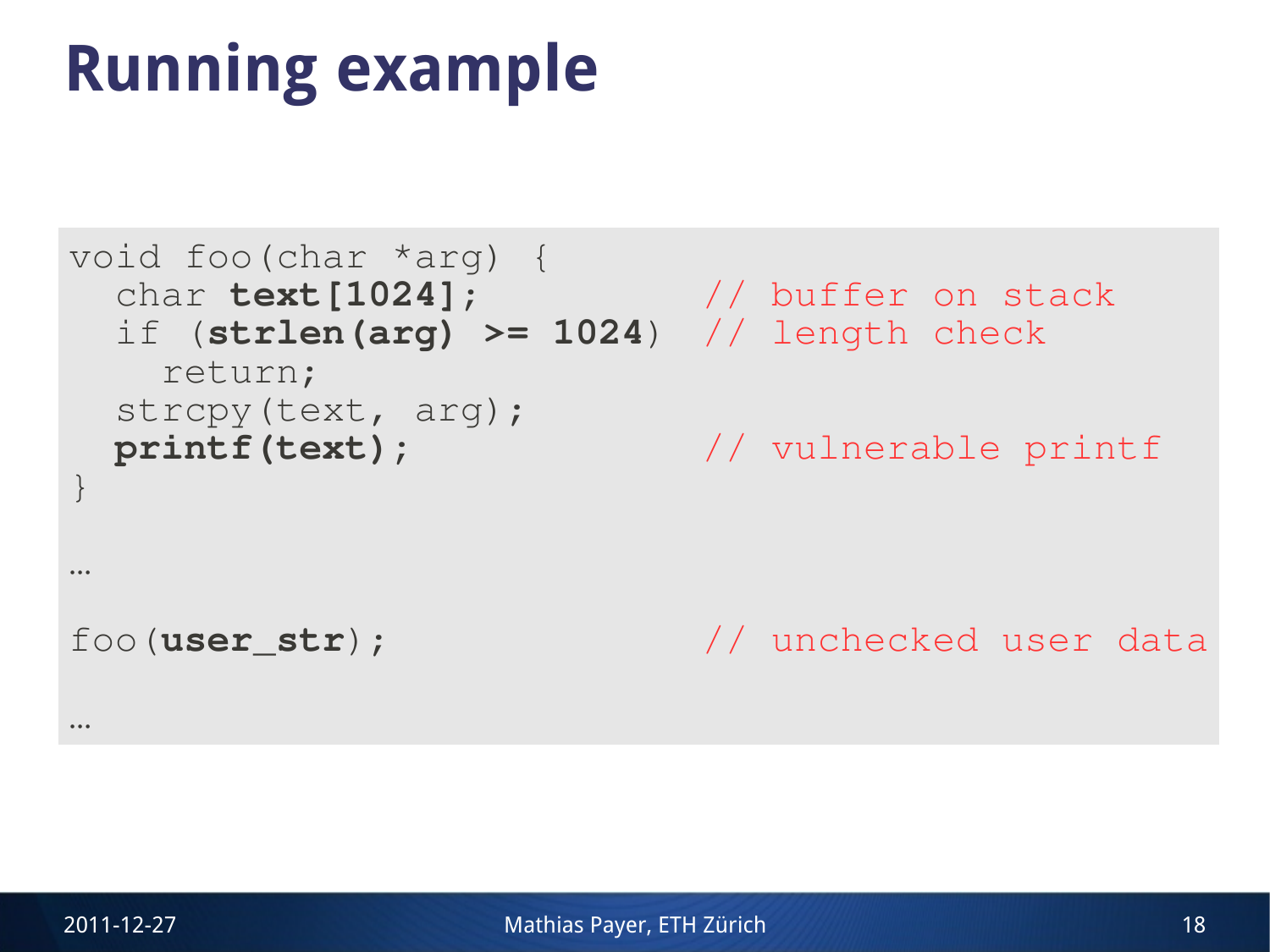# Running example

```
void foo(char *arg) {
  char text[1024];               // buffer on stack
  if (strlen(arg) >= 1024)  // length check
    return;
  strcpy(text, arg);
  printf(text);                  // vulnerable printf
}

…

foo(user_str);                   // unchecked user data

…
```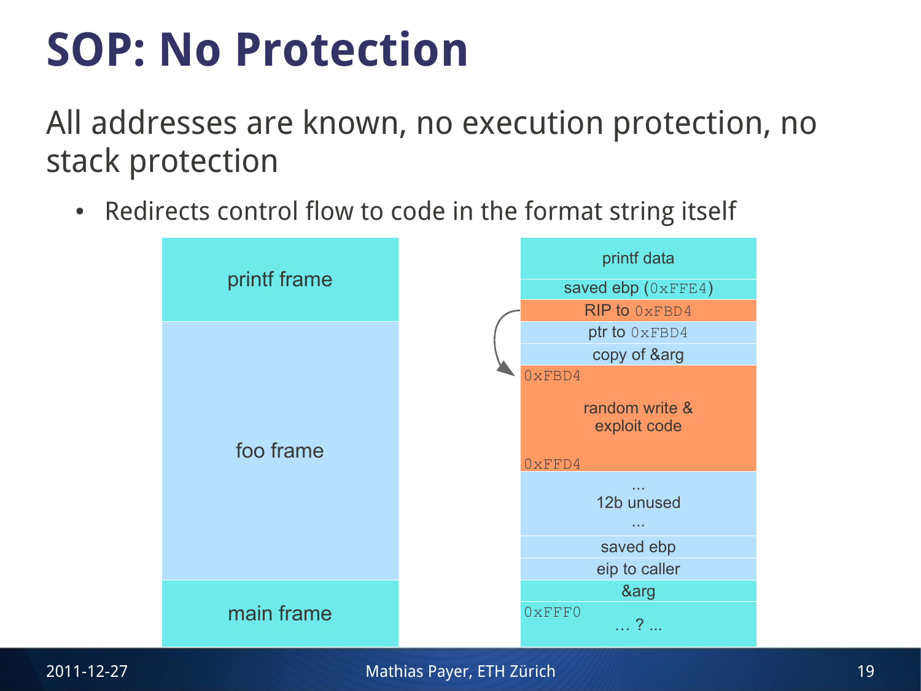# SOP: No Protection

All addresses are known, no execution protection, no stack protection

- Redirects control flow to code in the format string itself

| Frame | Stack contents |
|---|---|
| printf frame | printf data |
| | saved ebp (0xFFE4) |
| | RIP to 0xFBD4 |
| foo frame | ptr to 0xFBD4 |
| | copy of &arg |
| | 0xFBD4 random write & exploit code 0xFFD4 |
| | ... 12b unused ... |
| | saved ebp |
| | eip to caller |
| main frame | &arg |
| | 0xFFF0 … ? ... |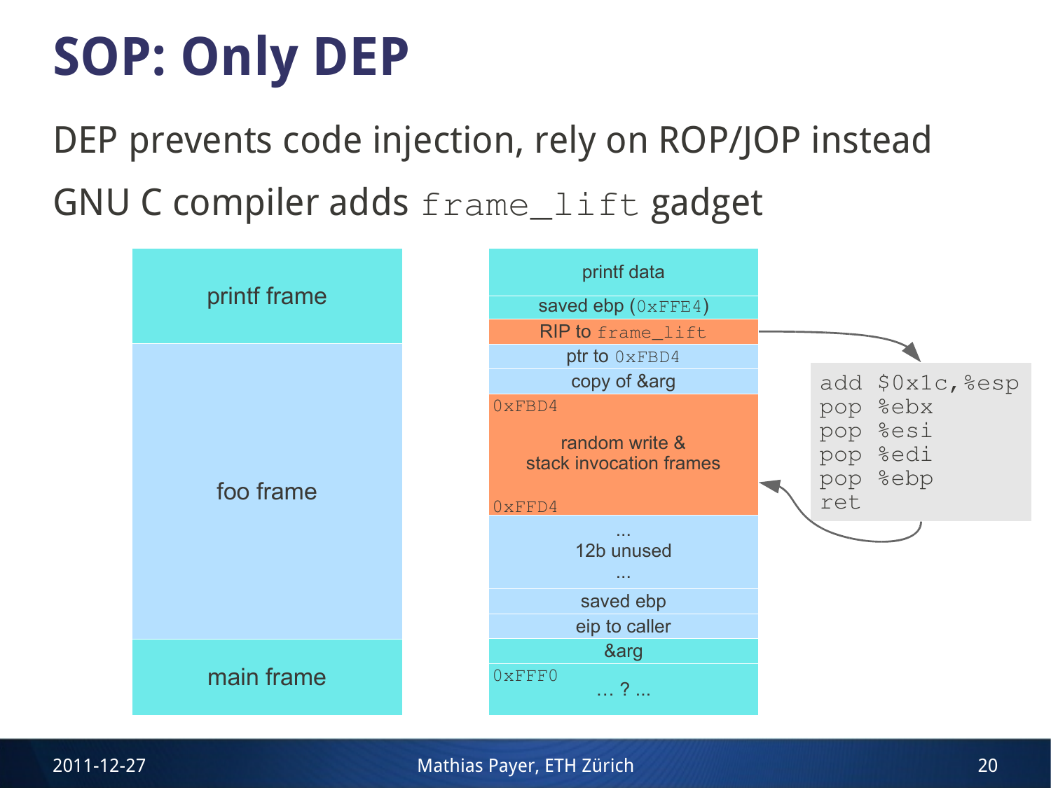# SOP: Only DEP

DEP prevents code injection, rely on ROP/JOP instead

GNU C compiler adds `frame_lift` gadget

| | |
|---|---|
| printf frame | printf data |
| | saved ebp (0xFFE4) |
| | RIP to `frame_lift` |
| foo frame | ptr to 0xFBD4 |
| | copy of &arg |
| | 0xFBD4 random write & stack invocation frames 0xFFD4 |
| | ... 12b unused ... |
| | saved ebp |
| | eip to caller |
| main frame | &arg |
| | 0xFFF0 ... ? ... |

```
add $0x1c,%esp
pop %ebx
pop %esi
pop %edi
pop %ebp
ret
```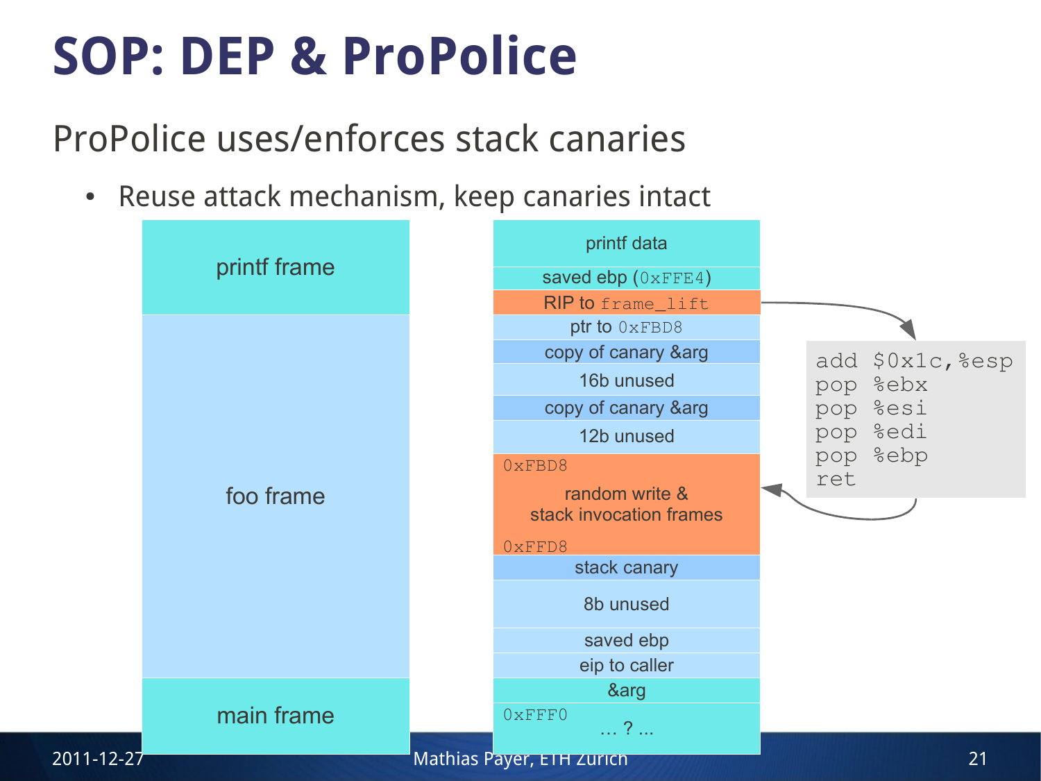# SOP: DEP & ProPolice

ProPolice uses/enforces stack canaries

- Reuse attack mechanism, keep canaries intact

| Frame | Stack contents |
| --- | --- |
| printf frame | printf data |
| | saved ebp (0xFFE4) |
| | RIP to frame_lift |
| foo frame | ptr to 0xFBD8 |
| | copy of canary &arg |
| | 16b unused |
| | copy of canary &arg |
| | 12b unused |
| | 0xFBD8 random write & stack invocation frames 0xFFD8 |
| | stack canary |
| | 8b unused |
| | saved ebp |
| | eip to caller |
| main frame | &arg |
| | 0xFFF0 … ? … |

```
add $0x1c,%esp
pop %ebx
pop %esi
pop %edi
pop %ebp
ret
```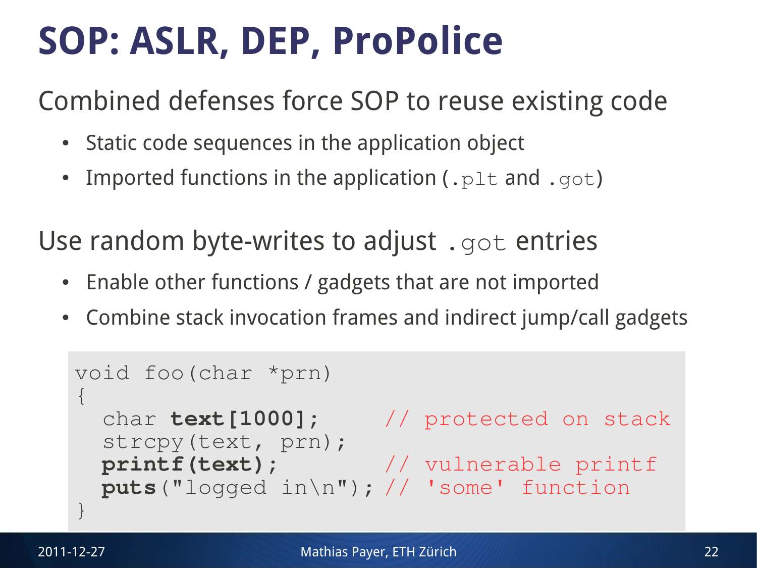# SOP: ASLR, DEP, ProPolice

Combined defenses force SOP to reuse existing code

- Static code sequences in the application object
- Imported functions in the application (`.plt` and `.got`)

Use random byte-writes to adjust `.got` entries

- Enable other functions / gadgets that are not imported
- Combine stack invocation frames and indirect jump/call gadgets

```
void foo(char *prn)
{
  char text[1000];      // protected on stack
  strcpy(text, prn);
  printf(text);         // vulnerable printf
  puts("logged in\n"); // 'some' function
}
```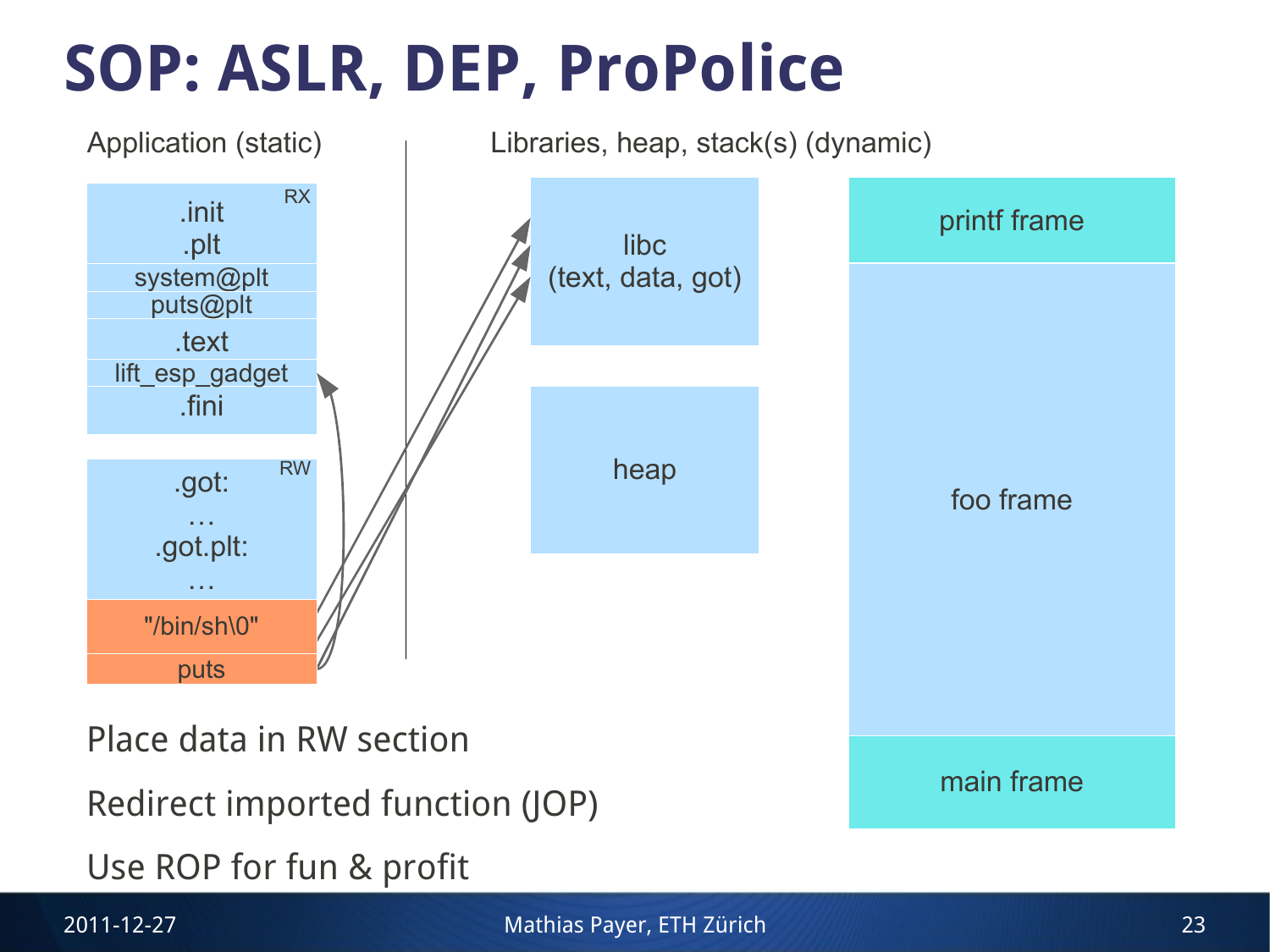# SOP: ASLR, DEP, ProPolice

Application (static)

| .init .plt (RX) |
| --- |
| system@plt |
| puts@plt |
| .text |
| lift_esp_gadget |
| .fini |

| .got: … .got.plt: … (RW) |
| --- |
| "/bin/sh\0" |
| puts |

Libraries, heap, stack(s) (dynamic)

libc (text, data, got)

heap

printf frame

foo frame

main frame

Place data in RW section

Redirect imported function (JOP)

Use ROP for fun & profit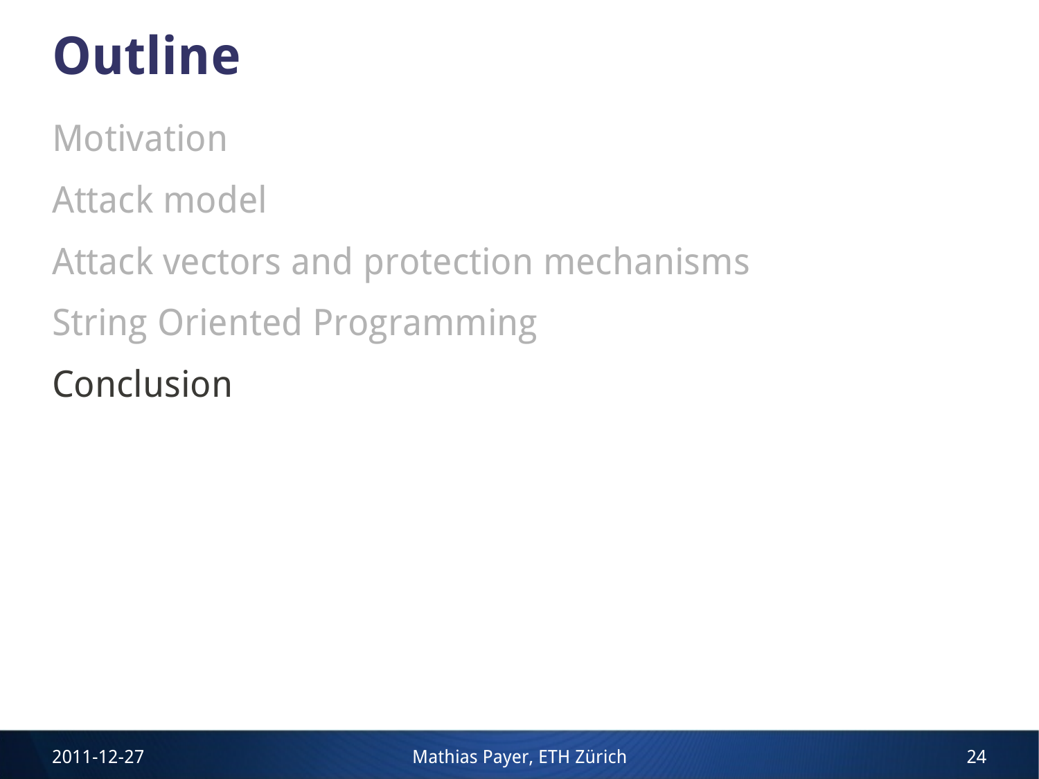# Outline

Motivation

Attack model

Attack vectors and protection mechanisms

String Oriented Programming

Conclusion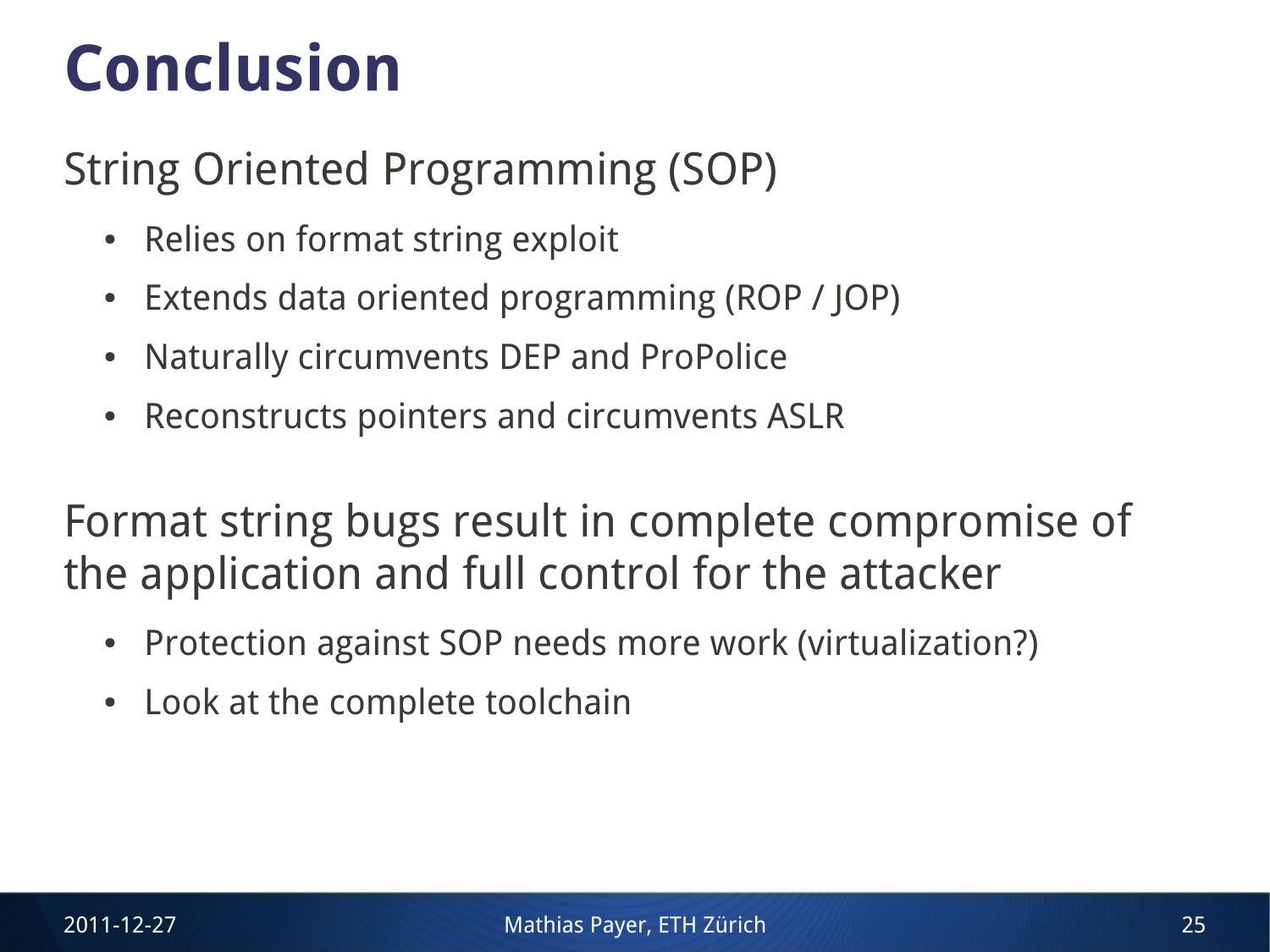# Conclusion

String Oriented Programming (SOP)

- Relies on format string exploit
- Extends data oriented programming (ROP / JOP)
- Naturally circumvents DEP and ProPolice
- Reconstructs pointers and circumvents ASLR

Format string bugs result in complete compromise of the application and full control for the attacker

- Protection against SOP needs more work (virtualization?)
- Look at the complete toolchain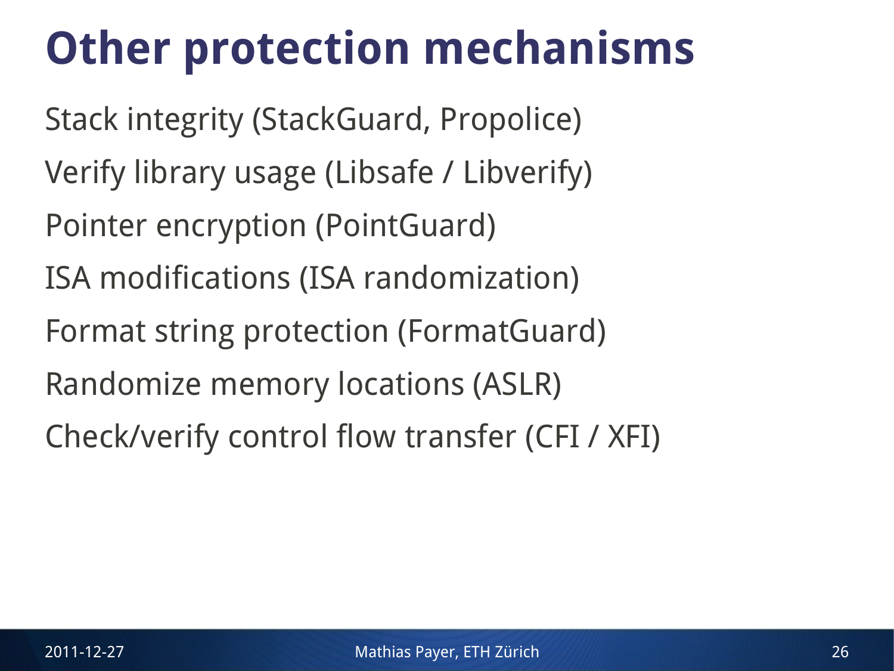# Other protection mechanisms

Stack integrity (StackGuard, Propolice)

Verify library usage (Libsafe / Libverify)

Pointer encryption (PointGuard)

ISA modifications (ISA randomization)

Format string protection (FormatGuard)

Randomize memory locations (ASLR)

Check/verify control flow transfer (CFI / XFI)